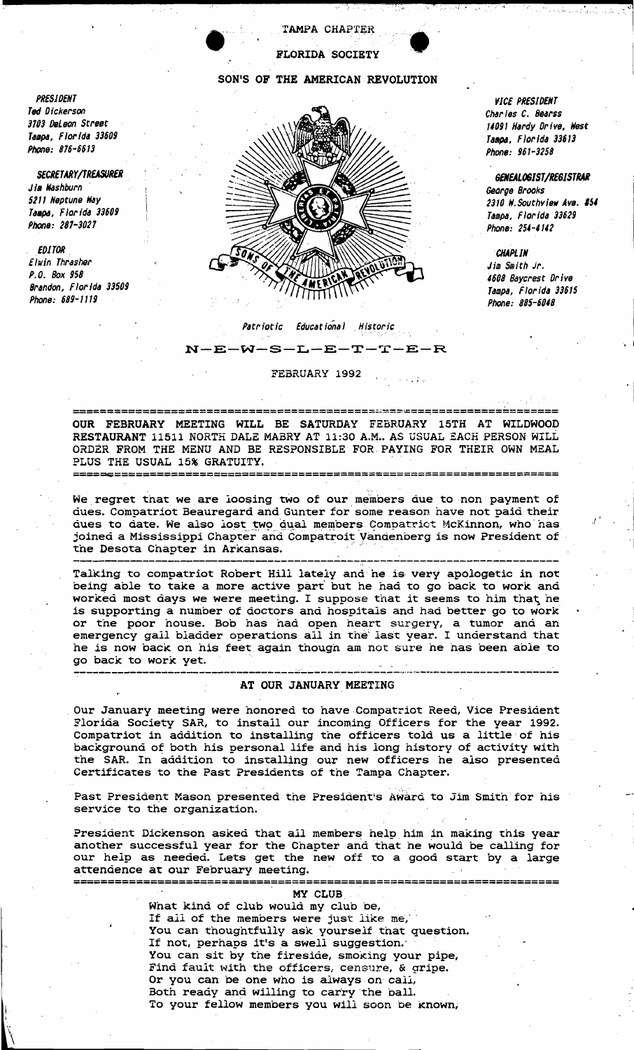TAMPA CHAPTER

FLORIDA SOCIETY

SON'S OF THE AMERICAN REVOLUTION

***PRESIDENT***
*Ted Dickerson*
*3703 DeLeon Street*
*Tampa, Florida 33609*
*Phone: 876-6613*

***SECRETARY/TREASURER***
*Jim Washburn*
*5211 Neptune Way*
*Tampa, Florida 33609*
*Phone: 287-3027*

***EDITOR***
*Elwin Thrasher*
*P.O. Box 958*
*Brandon, Florida 33509*
*Phone: 689-1119*

***VICE PRESIDENT***
*Charles C. Bearss*
*14091 Hardy Drive, West*
*Tampa, Florida 33613*
*Phone: 961-3258*

***GENEALOGIST/REGISTRAR***
*George Brooks*
*2310 W.Southview Ave. #54*
*Tampa, Florida 33629*
*Phone: 254-4142*

***CHAPLIN***
*Jim Smith Jr.*
*4608 Baycrest Drive*
*Tampa, Florida 33615*
*Phone: 885-6048*

*Patriotic Educational Historic*

# N—E—W—S—L—E—T—T—E—R

FEBRUARY 1992

---

**OUR FEBRUARY MEETING WILL BE SATURDAY FEBRUARY 15TH AT WILDWOOD RESTAURANT 11511 NORTH DALE MABRY AT 11:30 A.M.. AS USUAL EACH PERSON WILL ORDER FROM THE MENU AND BE RESPONSIBLE FOR PAYING FOR THEIR OWN MEAL PLUS THE USUAL 15% GRATUITY.**

---

We regret that we are loosing two of our members due to non payment of dues. Compatriot Beauregard and Gunter for some reason have not paid their dues to date. We also lost two dual members Compatriot McKinnon, who has joined a Mississippi Chapter and Compatroit Vandenberg is now President of the Desota Chapter in Arkansas.

---

Talking to compatriot Robert Hill lately and he is very apologetic in not being able to take a more active part but he had to go back to work and worked most days we were meeting. I suppose that it seems to him that he is supporting a number of doctors and hospitals and had better go to work or the poor house. Bob has had open heart surgery, a tumor and an emergency gall bladder operations all in the last year. I understand that he is now back on his feet again though am not sure he has been able to go back to work yet.

---

## AT OUR JANUARY MEETING

Our January meeting were honored to have Compatriot Reed, Vice President Florida Society SAR, to install our incoming Officers for the year 1992. Compatriot in addition to installing the officers told us a little of his background of both his personal life and his long history of activity with the SAR. In addition to installing our new officers he also presented Certificates to the Past Presidents of the Tampa Chapter.

Past President Mason presented the President's Award to Jim Smith for his service to the organization.

President Dickenson asked that all members help him in making this year another successful year for the Chapter and that he would be calling for our help as needed. Lets get the new off to a good start by a large attendence at our February meeting.

---

## MY CLUB

What kind of club would my club be,
If all of the members were just like me,
You can thoughtfully ask yourself that question.
If not, perhaps it's a swell suggestion.
You can sit by the fireside, smoking your pipe,
Find fault with the officers, censure, & gripe.
Or you can be one who is always on call,
Both ready and willing to carry the ball.
To your fellow members you will soon be known,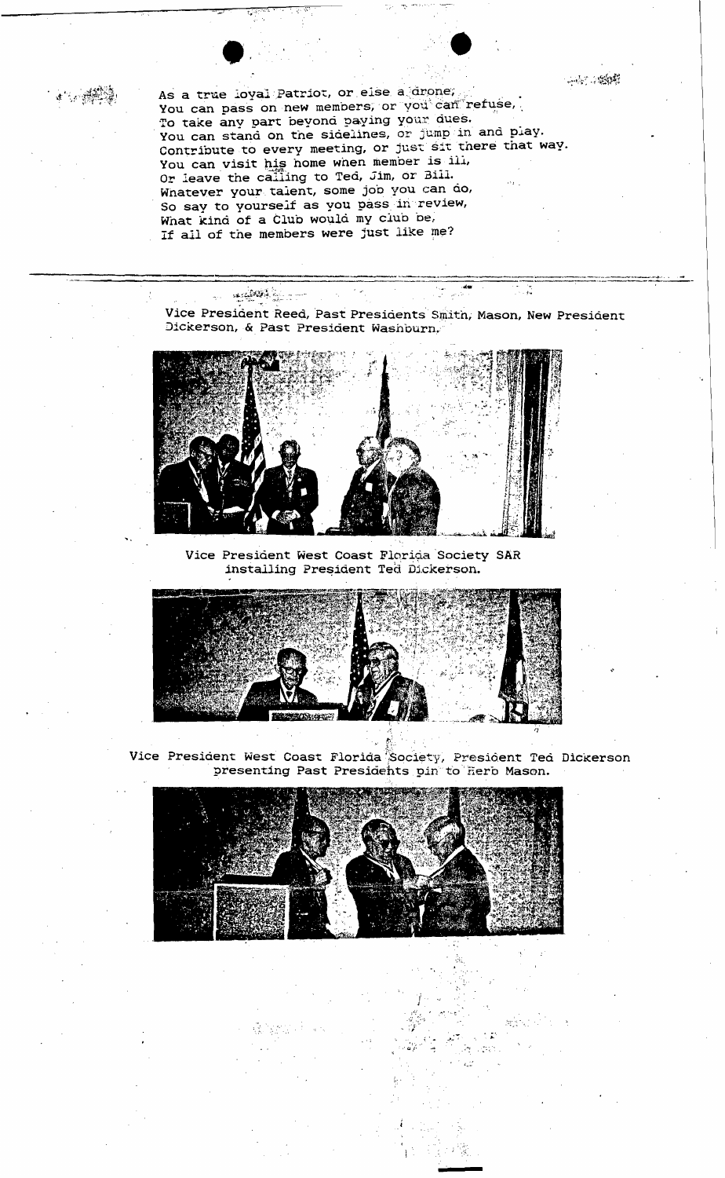As a true loyal Patriot, or else a drone,
You can pass on new members, or you can refuse,
To take any part beyond paying your dues.
You can stand on the sidelines, or jump in and play.
Contribute to every meeting, or just sit there that way.
You can visit his home when member is ill,
Or leave the calling to Ted, Jim, or Bill.
Whatever your talent, some job you can do,
So say to yourself as you pass in review,
What kind of a Club would my club be,
If all of the members were just like me?

---

Vice President Reed, Past Presidents Smith, Mason, New President Dickerson, & Past President Washburn.

Vice President West Coast Florida Society SAR installing President Ted Dickerson.

Vice President West Coast Florida Society, President Ted Dickerson presenting Past Presidents pin to Herb Mason.